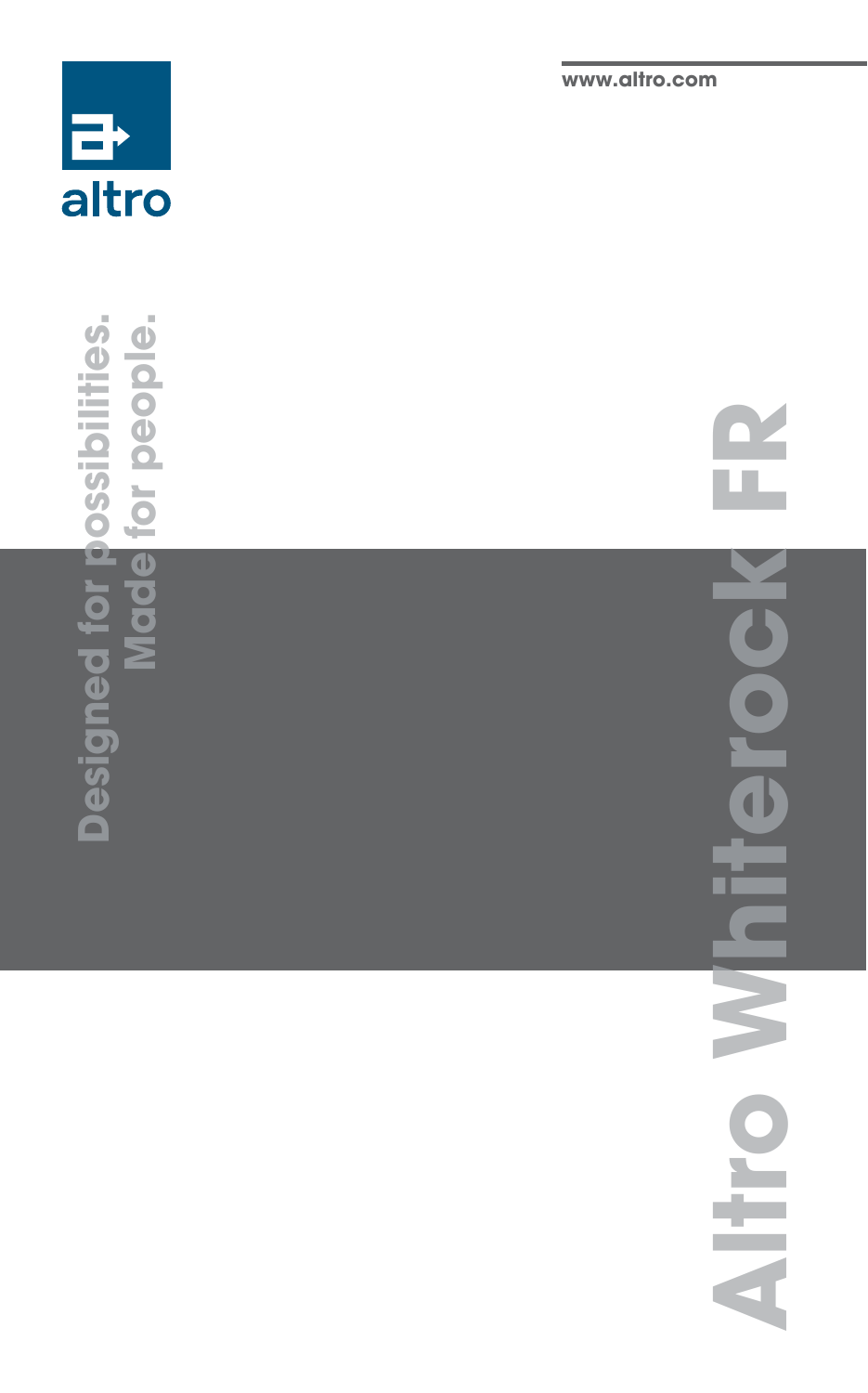altro

www.altro.com

Designed for possibilities.
Made for people.

# Altro Whiterock FR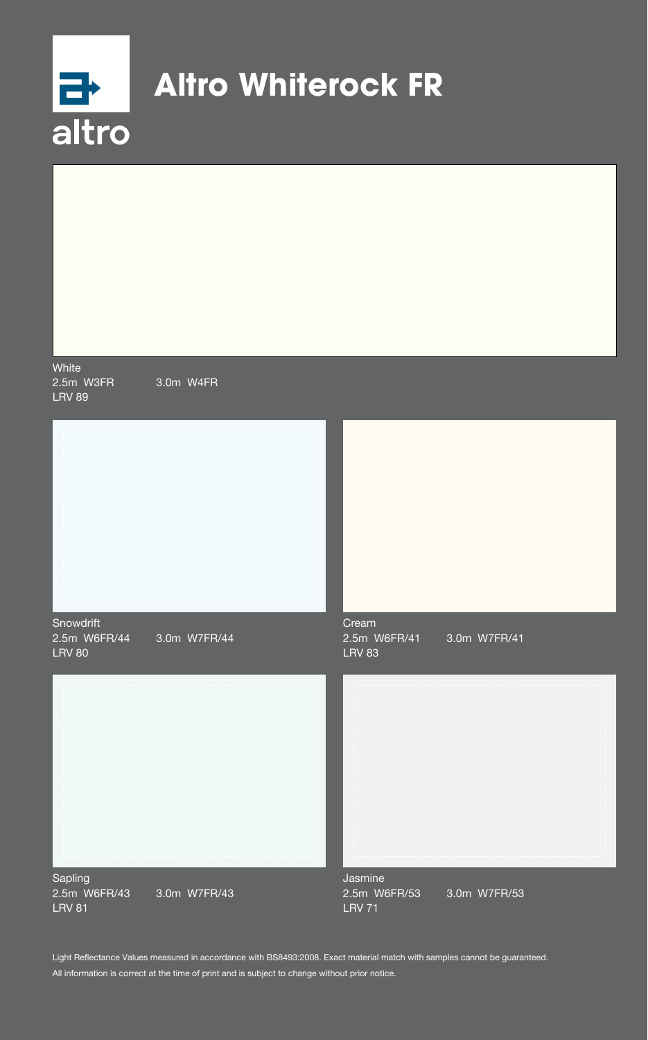# Altro Whiterock FR

altro

White
2.5m W3FR 3.0m W4FR
LRV 89

Snowdrift
2.5m W6FR/44 3.0m W7FR/44
LRV 80

Cream
2.5m W6FR/41 3.0m W7FR/41
LRV 83

Sapling
2.5m W6FR/43 3.0m W7FR/43
LRV 81

Jasmine
2.5m W6FR/53 3.0m W7FR/53
LRV 71

Light Reflectance Values measured in accordance with BS8493:2008. Exact material match with samples cannot be guaranteed.
All information is correct at the time of print and is subject to change without prior notice.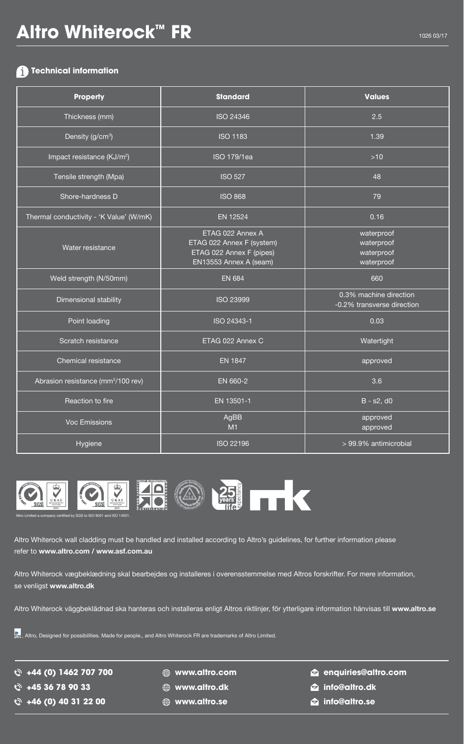# Altro Whiterock™ FR

1026 03/17

## Technical information

| Property | Standard | Values |
|---|---|---|
| Thickness (mm) | ISO 24346 | 2.5 |
| Density (g/cm³) | ISO 1183 | 1.39 |
| Impact resistance (KJ/m²) | ISO 179/1ea | >10 |
| Tensile strength (Mpa) | ISO 527 | 48 |
| Shore-hardness D | ISO 868 | 79 |
| Thermal conductivity - 'K Value' (W/mK) | EN 12524 | 0.16 |
| Water resistance | ETAG 022 Annex A<br>ETAG 022 Annex F (system)<br>ETAG 022 Annex F (pipes)<br>EN13553 Annex A (seam) | waterproof<br>waterproof<br>waterproof<br>waterproof |
| Weld strength (N/50mm) | EN 684 | 660 |
| Dimensional stability | ISO 23999 | 0.3% machine direction<br>-0.2% transverse direction |
| Point loading | ISO 24343-1 | 0.03 |
| Scratch resistance | ETAG 022 Annex C | Watertight |
| Chemical resistance | EN 1847 | approved |
| Abrasion resistance (mm³/100 rev) | EN 660-2 | 3.6 |
| Reaction to fire | EN 13501-1 | B - s2, d0 |
| Voc Emissions | AgBB<br>M1 | approved<br>approved |
| Hygiene | ISO 22196 | > 99.9% antimicrobial |

Altro Limited a company certified by SGS to ISO 9001 and ISO 14001.

Altro Whiterock wall cladding must be handled and installed according to Altro's guidelines, for further information please refer to **www.altro.com / www.asf.com.au**

Altro Whiterock vægbeklædning skal bearbejdes og installeres i overensstemmelse med Altros forskrifter. For mere information, se venligst **www.altro.dk**

Altro Whiterock väggbeklädnad ska hanteras och installeras enligt Altros riktlinjer, för ytterligare information hänvisas till **www.altro.se**

, Altro, Designed for possibilities. Made for people., and Altro Whiterock FR are trademarks of Altro Limited.

**+44 (0) 1462 707 700** **www.altro.com** **enquiries@altro.com**

**+45 36 78 90 33** **www.altro.dk** **info@altro.dk**

**+46 (0) 40 31 22 00** **www.altro.se** **info@altro.se**